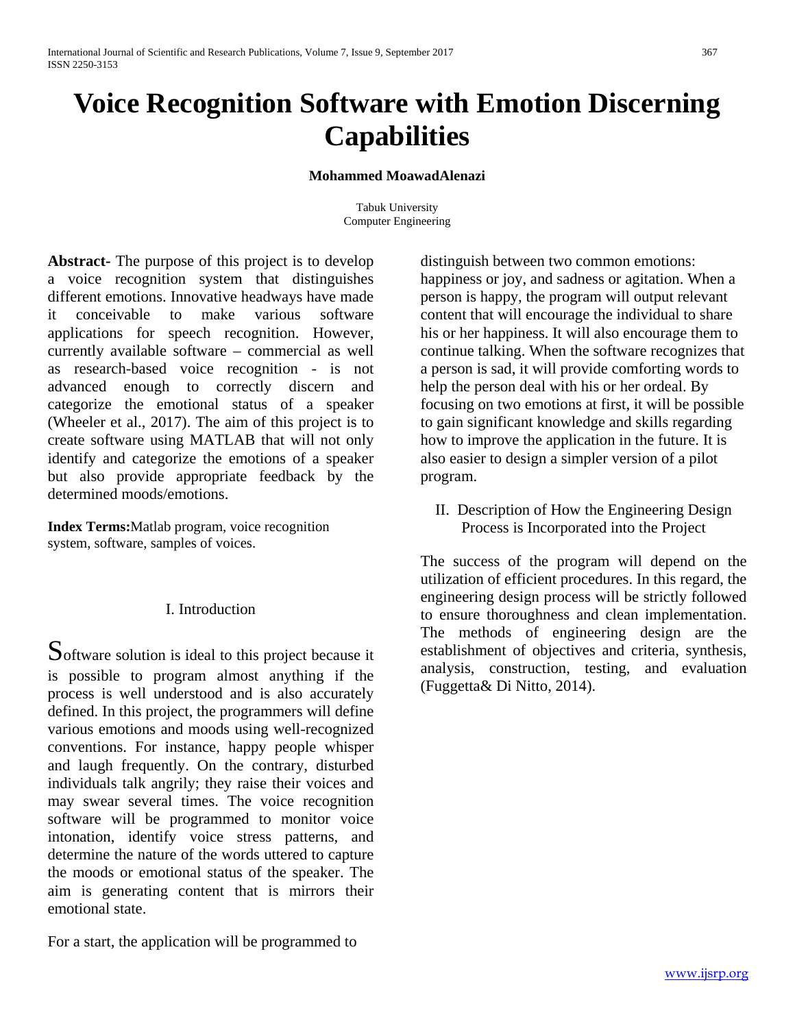# Voice Recognition Software with Emotion Discerning Capabilities

**Mohammed MoawadAlenazi**

Tabuk University
Computer Engineering

**Abstract-** The purpose of this project is to develop a voice recognition system that distinguishes different emotions. Innovative headways have made it conceivable to make various software applications for speech recognition. However, currently available software – commercial as well as research-based voice recognition - is not advanced enough to correctly discern and categorize the emotional status of a speaker (Wheeler et al., 2017). The aim of this project is to create software using MATLAB that will not only identify and categorize the emotions of a speaker but also provide appropriate feedback by the determined moods/emotions.

**Index Terms:**Matlab program, voice recognition system, software, samples of voices.

## I. Introduction

Software solution is ideal to this project because it is possible to program almost anything if the process is well understood and is also accurately defined. In this project, the programmers will define various emotions and moods using well-recognized conventions. For instance, happy people whisper and laugh frequently. On the contrary, disturbed individuals talk angrily; they raise their voices and may swear several times. The voice recognition software will be programmed to monitor voice intonation, identify voice stress patterns, and determine the nature of the words uttered to capture the moods or emotional status of the speaker. The aim is generating content that is mirrors their emotional state.

For a start, the application will be programmed to distinguish between two common emotions: happiness or joy, and sadness or agitation. When a person is happy, the program will output relevant content that will encourage the individual to share his or her happiness. It will also encourage them to continue talking. When the software recognizes that a person is sad, it will provide comforting words to help the person deal with his or her ordeal. By focusing on two emotions at first, it will be possible to gain significant knowledge and skills regarding how to improve the application in the future. It is also easier to design a simpler version of a pilot program.

## II. Description of How the Engineering Design Process is Incorporated into the Project

The success of the program will depend on the utilization of efficient procedures. In this regard, the engineering design process will be strictly followed to ensure thoroughness and clean implementation. The methods of engineering design are the establishment of objectives and criteria, synthesis, analysis, construction, testing, and evaluation (Fuggetta& Di Nitto, 2014).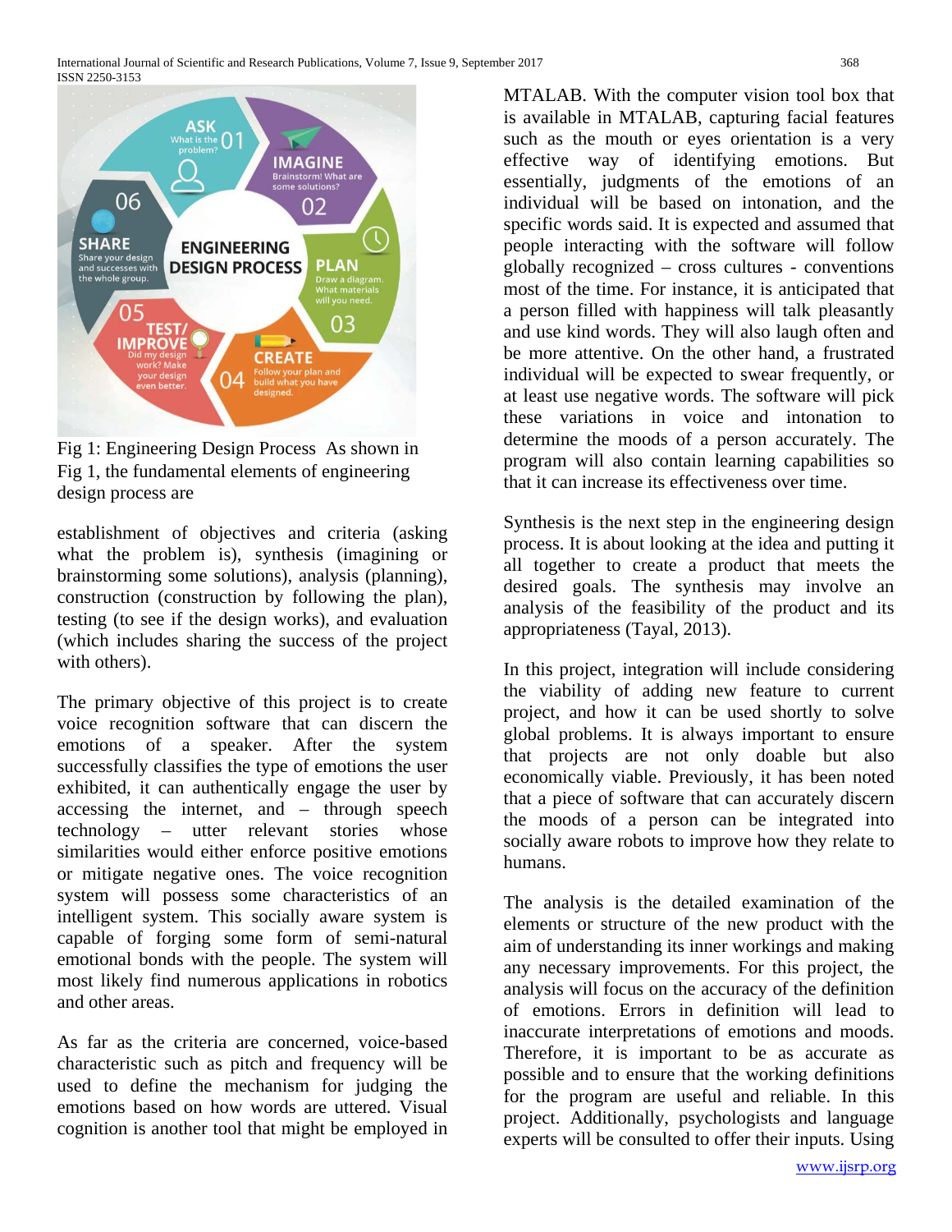Fig 1: Engineering Design Process As shown in Fig 1, the fundamental elements of engineering design process are

establishment of objectives and criteria (asking what the problem is), synthesis (imagining or brainstorming some solutions), analysis (planning), construction (construction by following the plan), testing (to see if the design works), and evaluation (which includes sharing the success of the project with others).

The primary objective of this project is to create voice recognition software that can discern the emotions of a speaker. After the system successfully classifies the type of emotions the user exhibited, it can authentically engage the user by accessing the internet, and – through speech technology – utter relevant stories whose similarities would either enforce positive emotions or mitigate negative ones. The voice recognition system will possess some characteristics of an intelligent system. This socially aware system is capable of forging some form of semi-natural emotional bonds with the people. The system will most likely find numerous applications in robotics and other areas.

As far as the criteria are concerned, voice-based characteristic such as pitch and frequency will be used to define the mechanism for judging the emotions based on how words are uttered. Visual cognition is another tool that might be employed in MTALAB. With the computer vision tool box that is available in MTALAB, capturing facial features such as the mouth or eyes orientation is a very effective way of identifying emotions. But essentially, judgments of the emotions of an individual will be based on intonation, and the specific words said. It is expected and assumed that people interacting with the software will follow globally recognized – cross cultures - conventions most of the time. For instance, it is anticipated that a person filled with happiness will talk pleasantly and use kind words. They will also laugh often and be more attentive. On the other hand, a frustrated individual will be expected to swear frequently, or at least use negative words. The software will pick these variations in voice and intonation to determine the moods of a person accurately. The program will also contain learning capabilities so that it can increase its effectiveness over time.

Synthesis is the next step in the engineering design process. It is about looking at the idea and putting it all together to create a product that meets the desired goals. The synthesis may involve an analysis of the feasibility of the product and its appropriateness (Tayal, 2013).

In this project, integration will include considering the viability of adding new feature to current project, and how it can be used shortly to solve global problems. It is always important to ensure that projects are not only doable but also economically viable. Previously, it has been noted that a piece of software that can accurately discern the moods of a person can be integrated into socially aware robots to improve how they relate to humans.

The analysis is the detailed examination of the elements or structure of the new product with the aim of understanding its inner workings and making any necessary improvements. For this project, the analysis will focus on the accuracy of the definition of emotions. Errors in definition will lead to inaccurate interpretations of emotions and moods. Therefore, it is important to be as accurate as possible and to ensure that the working definitions for the program are useful and reliable. In this project. Additionally, psychologists and language experts will be consulted to offer their inputs. Using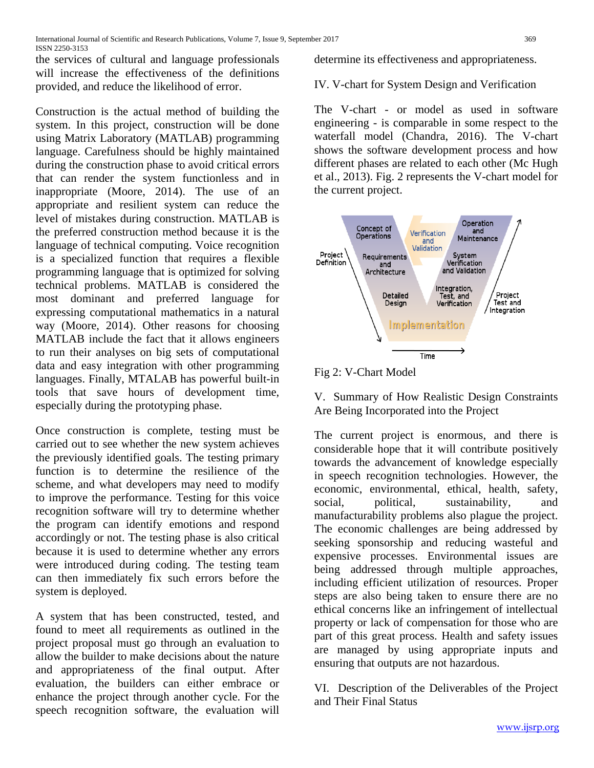the services of cultural and language professionals will increase the effectiveness of the definitions provided, and reduce the likelihood of error.

Construction is the actual method of building the system. In this project, construction will be done using Matrix Laboratory (MATLAB) programming language. Carefulness should be highly maintained during the construction phase to avoid critical errors that can render the system functionless and in inappropriate (Moore, 2014). The use of an appropriate and resilient system can reduce the level of mistakes during construction. MATLAB is the preferred construction method because it is the language of technical computing. Voice recognition is a specialized function that requires a flexible programming language that is optimized for solving technical problems. MATLAB is considered the most dominant and preferred language for expressing computational mathematics in a natural way (Moore, 2014). Other reasons for choosing MATLAB include the fact that it allows engineers to run their analyses on big sets of computational data and easy integration with other programming languages. Finally, MTALAB has powerful built-in tools that save hours of development time, especially during the prototyping phase.

Once construction is complete, testing must be carried out to see whether the new system achieves the previously identified goals. The testing primary function is to determine the resilience of the scheme, and what developers may need to modify to improve the performance. Testing for this voice recognition software will try to determine whether the program can identify emotions and respond accordingly or not. The testing phase is also critical because it is used to determine whether any errors were introduced during coding. The testing team can then immediately fix such errors before the system is deployed.

A system that has been constructed, tested, and found to meet all requirements as outlined in the project proposal must go through an evaluation to allow the builder to make decisions about the nature and appropriateness of the final output. After evaluation, the builders can either embrace or enhance the project through another cycle. For the speech recognition software, the evaluation will determine its effectiveness and appropriateness.

## IV. V-chart for System Design and Verification

The V-chart - or model as used in software engineering - is comparable in some respect to the waterfall model (Chandra, 2016). The V-chart shows the software development process and how different phases are related to each other (Mc Hugh et al., 2013). Fig. 2 represents the V-chart model for the current project.

Fig 2: V-Chart Model

## V. Summary of How Realistic Design Constraints Are Being Incorporated into the Project

The current project is enormous, and there is considerable hope that it will contribute positively towards the advancement of knowledge especially in speech recognition technologies. However, the economic, environmental, ethical, health, safety, social, political, sustainability, and manufacturability problems also plague the project. The economic challenges are being addressed by seeking sponsorship and reducing wasteful and expensive processes. Environmental issues are being addressed through multiple approaches, including efficient utilization of resources. Proper steps are also being taken to ensure there are no ethical concerns like an infringement of intellectual property or lack of compensation for those who are part of this great process. Health and safety issues are managed by using appropriate inputs and ensuring that outputs are not hazardous.

## VI. Description of the Deliverables of the Project and Their Final Status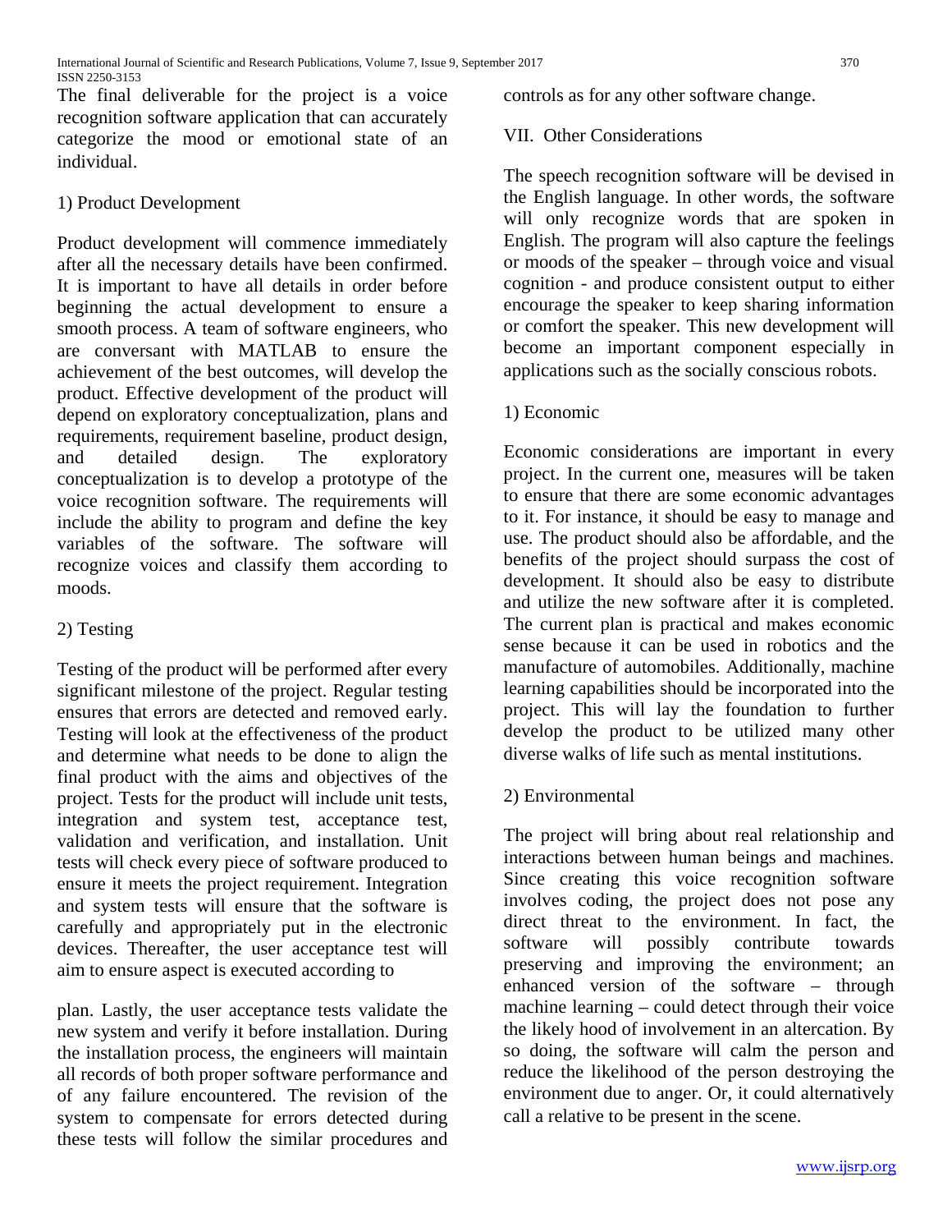The final deliverable for the project is a voice recognition software application that can accurately categorize the mood or emotional state of an individual.

1) Product Development

Product development will commence immediately after all the necessary details have been confirmed. It is important to have all details in order before beginning the actual development to ensure a smooth process. A team of software engineers, who are conversant with MATLAB to ensure the achievement of the best outcomes, will develop the product. Effective development of the product will depend on exploratory conceptualization, plans and requirements, requirement baseline, product design, and detailed design. The exploratory conceptualization is to develop a prototype of the voice recognition software. The requirements will include the ability to program and define the key variables of the software. The software will recognize voices and classify them according to moods.

2) Testing

Testing of the product will be performed after every significant milestone of the project. Regular testing ensures that errors are detected and removed early. Testing will look at the effectiveness of the product and determine what needs to be done to align the final product with the aims and objectives of the project. Tests for the product will include unit tests, integration and system test, acceptance test, validation and verification, and installation. Unit tests will check every piece of software produced to ensure it meets the project requirement. Integration and system tests will ensure that the software is carefully and appropriately put in the electronic devices. Thereafter, the user acceptance test will aim to ensure aspect is executed according to

plan. Lastly, the user acceptance tests validate the new system and verify it before installation. During the installation process, the engineers will maintain all records of both proper software performance and of any failure encountered. The revision of the system to compensate for errors detected during these tests will follow the similar procedures and controls as for any other software change.

VII. Other Considerations

The speech recognition software will be devised in the English language. In other words, the software will only recognize words that are spoken in English. The program will also capture the feelings or moods of the speaker – through voice and visual cognition - and produce consistent output to either encourage the speaker to keep sharing information or comfort the speaker. This new development will become an important component especially in applications such as the socially conscious robots.

1) Economic

Economic considerations are important in every project. In the current one, measures will be taken to ensure that there are some economic advantages to it. For instance, it should be easy to manage and use. The product should also be affordable, and the benefits of the project should surpass the cost of development. It should also be easy to distribute and utilize the new software after it is completed. The current plan is practical and makes economic sense because it can be used in robotics and the manufacture of automobiles. Additionally, machine learning capabilities should be incorporated into the project. This will lay the foundation to further develop the product to be utilized many other diverse walks of life such as mental institutions.

2) Environmental

The project will bring about real relationship and interactions between human beings and machines. Since creating this voice recognition software involves coding, the project does not pose any direct threat to the environment. In fact, the software will possibly contribute towards preserving and improving the environment; an enhanced version of the software – through machine learning – could detect through their voice the likely hood of involvement in an altercation. By so doing, the software will calm the person and reduce the likelihood of the person destroying the environment due to anger. Or, it could alternatively call a relative to be present in the scene.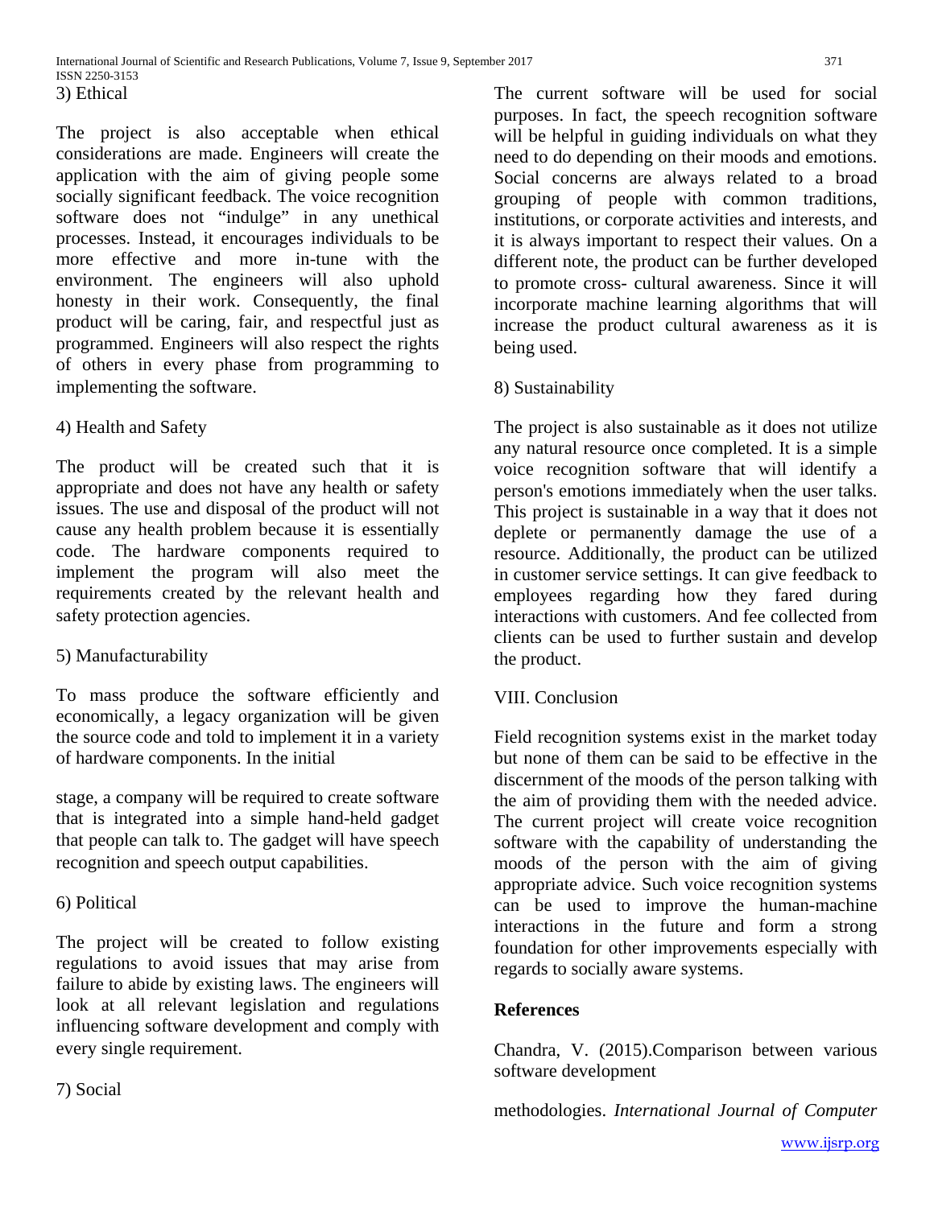3) Ethical

The project is also acceptable when ethical considerations are made. Engineers will create the application with the aim of giving people some socially significant feedback. The voice recognition software does not "indulge" in any unethical processes. Instead, it encourages individuals to be more effective and more in-tune with the environment. The engineers will also uphold honesty in their work. Consequently, the final product will be caring, fair, and respectful just as programmed. Engineers will also respect the rights of others in every phase from programming to implementing the software.

4) Health and Safety

The product will be created such that it is appropriate and does not have any health or safety issues. The use and disposal of the product will not cause any health problem because it is essentially code. The hardware components required to implement the program will also meet the requirements created by the relevant health and safety protection agencies.

5) Manufacturability

To mass produce the software efficiently and economically, a legacy organization will be given the source code and told to implement it in a variety of hardware components. In the initial

stage, a company will be required to create software that is integrated into a simple hand-held gadget that people can talk to. The gadget will have speech recognition and speech output capabilities.

6) Political

The project will be created to follow existing regulations to avoid issues that may arise from failure to abide by existing laws. The engineers will look at all relevant legislation and regulations influencing software development and comply with every single requirement.

7) Social

The current software will be used for social purposes. In fact, the speech recognition software will be helpful in guiding individuals on what they need to do depending on their moods and emotions. Social concerns are always related to a broad grouping of people with common traditions, institutions, or corporate activities and interests, and it is always important to respect their values. On a different note, the product can be further developed to promote cross- cultural awareness. Since it will incorporate machine learning algorithms that will increase the product cultural awareness as it is being used.

8) Sustainability

The project is also sustainable as it does not utilize any natural resource once completed. It is a simple voice recognition software that will identify a person's emotions immediately when the user talks. This project is sustainable in a way that it does not deplete or permanently damage the use of a resource. Additionally, the product can be utilized in customer service settings. It can give feedback to employees regarding how they fared during interactions with customers. And fee collected from clients can be used to further sustain and develop the product.

## VIII. Conclusion

Field recognition systems exist in the market today but none of them can be said to be effective in the discernment of the moods of the person talking with the aim of providing them with the needed advice. The current project will create voice recognition software with the capability of understanding the moods of the person with the aim of giving appropriate advice. Such voice recognition systems can be used to improve the human-machine interactions in the future and form a strong foundation for other improvements especially with regards to socially aware systems.

## References

Chandra, V. (2015).Comparison between various software development

methodologies. *International Journal of Computer*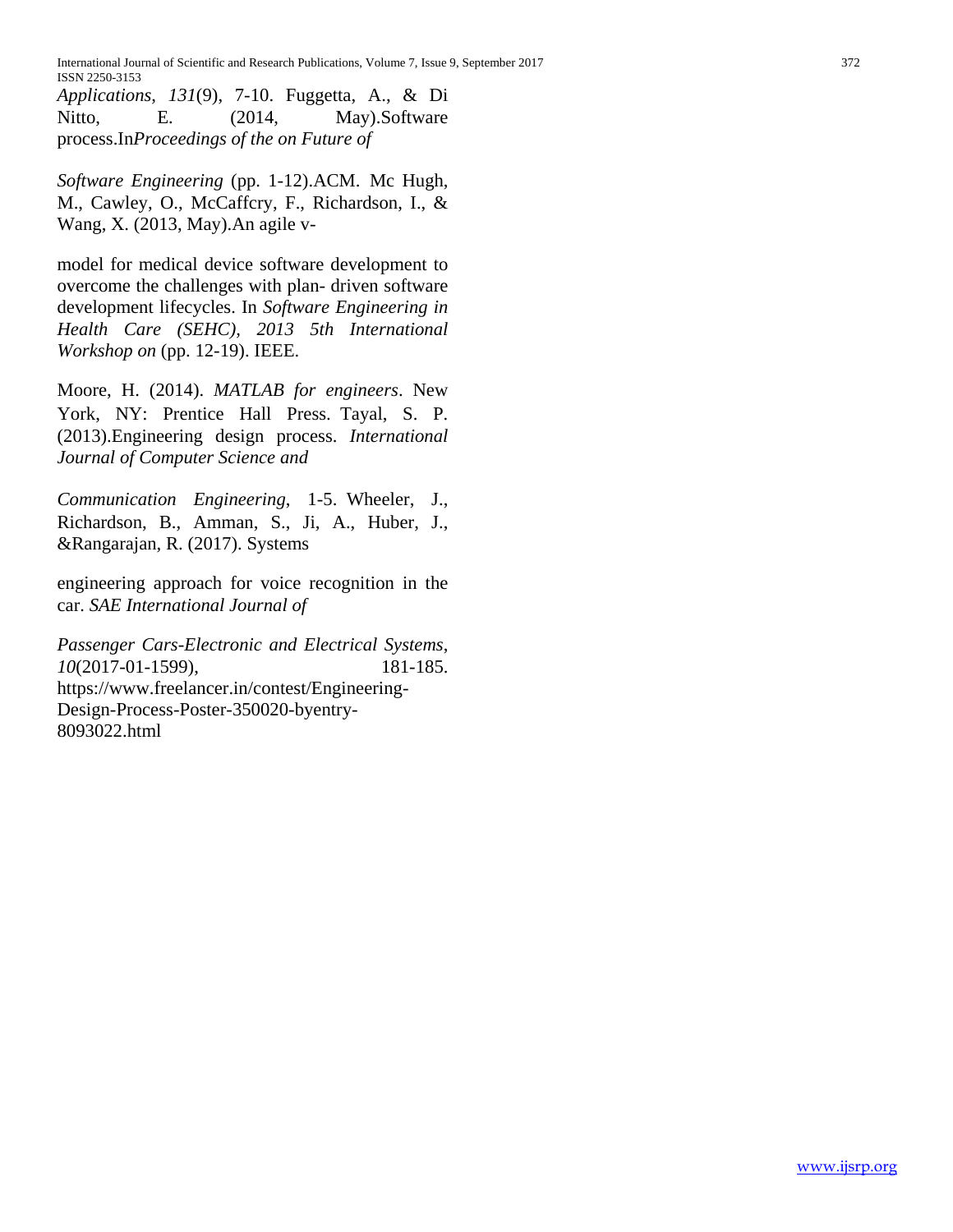*Applications*, *131*(9), 7-10. Fuggetta, A., & Di Nitto, E. (2014, May).Software process.In*Proceedings of the on Future of*

*Software Engineering* (pp. 1-12).ACM. Mc Hugh, M., Cawley, O., McCaffcry, F., Richardson, I., & Wang, X. (2013, May).An agile v-

model for medical device software development to overcome the challenges with plan- driven software development lifecycles. In *Software Engineering in Health Care (SEHC), 2013 5th International Workshop on* (pp. 12-19). IEEE.

Moore, H. (2014). *MATLAB for engineers*. New York, NY: Prentice Hall Press. Tayal, S. P. (2013).Engineering design process. *International Journal of Computer Science and*

*Communication Engineering*, 1-5. Wheeler, J., Richardson, B., Amman, S., Ji, A., Huber, J., &Rangarajan, R. (2017). Systems

engineering approach for voice recognition in the car. *SAE International Journal of*

*Passenger Cars-Electronic and Electrical Systems*, *10*(2017-01-1599), 181-185. https://www.freelancer.in/contest/Engineering-Design-Process-Poster-350020-byentry-8093022.html